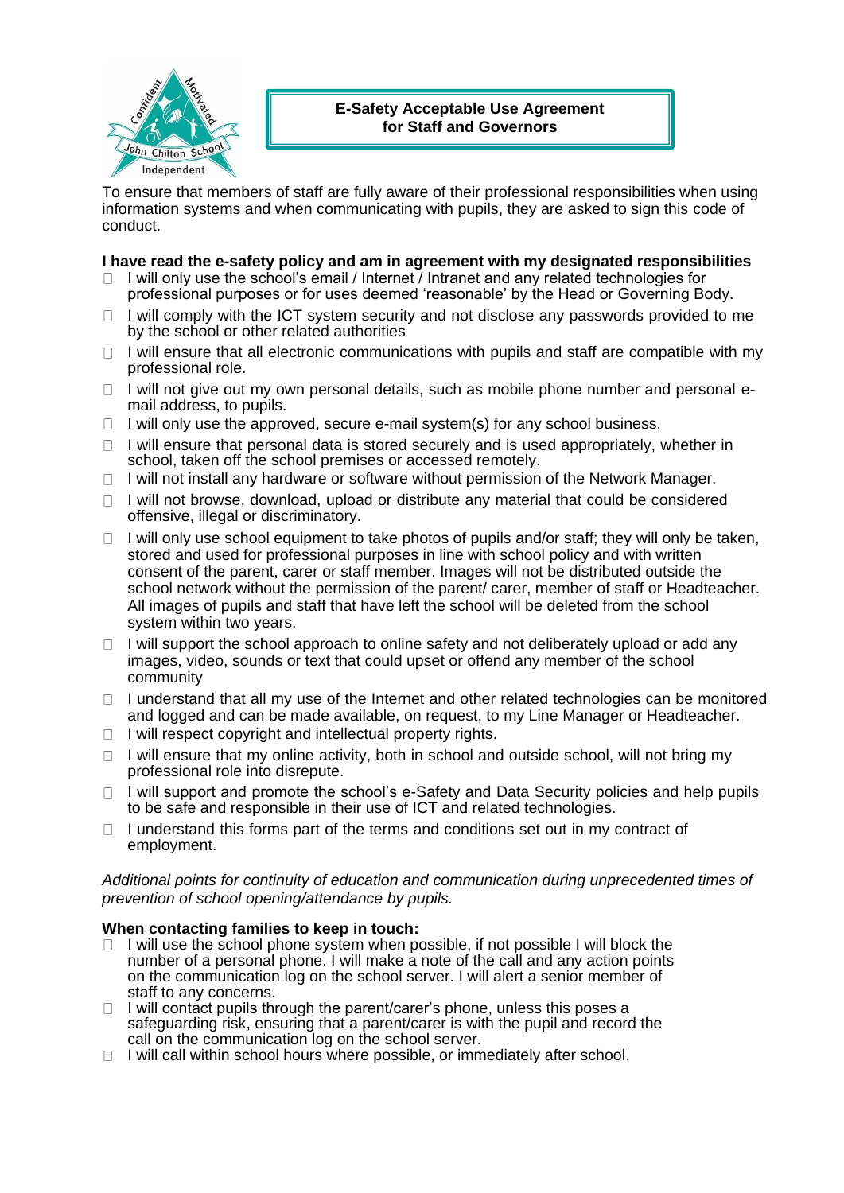# E-Safety Acceptable Use Agreement for Staff and Governors

To ensure that members of staff are fully aware of their professional responsibilities when using information systems and when communicating with pupils, they are asked to sign this code of conduct.

**I have read the e-safety policy and am in agreement with my designated responsibilities**

- I will only use the school's email / Internet / Intranet and any related technologies for professional purposes or for uses deemed 'reasonable' by the Head or Governing Body.
- I will comply with the ICT system security and not disclose any passwords provided to me by the school or other related authorities
- I will ensure that all electronic communications with pupils and staff are compatible with my professional role.
- I will not give out my own personal details, such as mobile phone number and personal e-mail address, to pupils.
- I will only use the approved, secure e-mail system(s) for any school business.
- I will ensure that personal data is stored securely and is used appropriately, whether in school, taken off the school premises or accessed remotely.
- I will not install any hardware or software without permission of the Network Manager.
- I will not browse, download, upload or distribute any material that could be considered offensive, illegal or discriminatory.
- I will only use school equipment to take photos of pupils and/or staff; they will only be taken, stored and used for professional purposes in line with school policy and with written consent of the parent, carer or staff member. Images will not be distributed outside the school network without the permission of the parent/ carer, member of staff or Headteacher. All images of pupils and staff that have left the school will be deleted from the school system within two years.
- I will support the school approach to online safety and not deliberately upload or add any images, video, sounds or text that could upset or offend any member of the school community
- I understand that all my use of the Internet and other related technologies can be monitored and logged and can be made available, on request, to my Line Manager or Headteacher.
- I will respect copyright and intellectual property rights.
- I will ensure that my online activity, both in school and outside school, will not bring my professional role into disrepute.
- I will support and promote the school's e-Safety and Data Security policies and help pupils to be safe and responsible in their use of ICT and related technologies.
- I understand this forms part of the terms and conditions set out in my contract of employment.

*Additional points for continuity of education and communication during unprecedented times of prevention of school opening/attendance by pupils.*

**When contacting families to keep in touch:**

- I will use the school phone system when possible, if not possible I will block the number of a personal phone. I will make a note of the call and any action points on the communication log on the school server. I will alert a senior member of staff to any concerns.
- I will contact pupils through the parent/carer's phone, unless this poses a safeguarding risk, ensuring that a parent/carer is with the pupil and record the call on the communication log on the school server.
- I will call within school hours where possible, or immediately after school.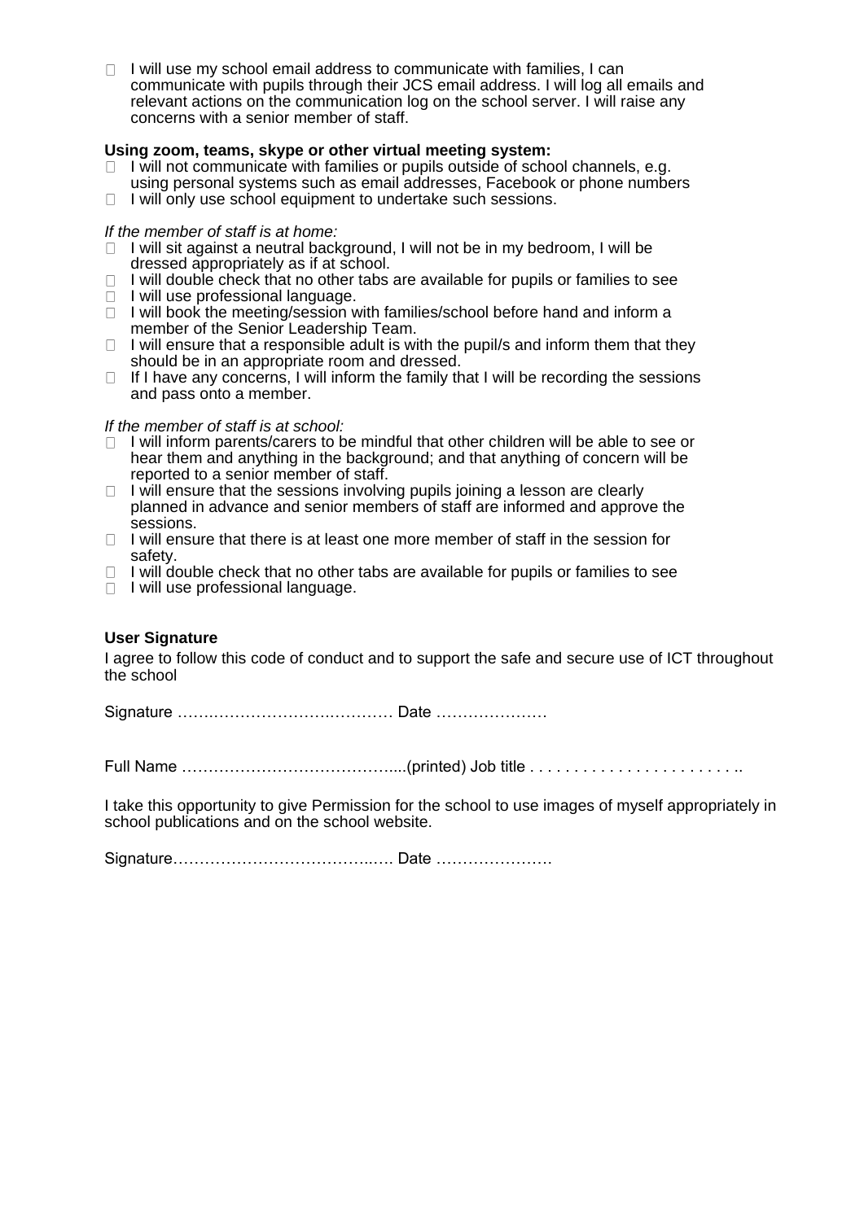- I will use my school email address to communicate with families, I can communicate with pupils through their JCS email address. I will log all emails and relevant actions on the communication log on the school server. I will raise any concerns with a senior member of staff.

**Using zoom, teams, skype or other virtual meeting system:**

- I will not communicate with families or pupils outside of school channels, e.g. using personal systems such as email addresses, Facebook or phone numbers
- I will only use school equipment to undertake such sessions.

*If the member of staff is at home:*

- I will sit against a neutral background, I will not be in my bedroom, I will be dressed appropriately as if at school.
- I will double check that no other tabs are available for pupils or families to see
- I will use professional language.
- I will book the meeting/session with families/school before hand and inform a member of the Senior Leadership Team.
- I will ensure that a responsible adult is with the pupil/s and inform them that they should be in an appropriate room and dressed.
- If I have any concerns, I will inform the family that I will be recording the sessions and pass onto a member.

*If the member of staff is at school:*

- I will inform parents/carers to be mindful that other children will be able to see or hear them and anything in the background; and that anything of concern will be reported to a senior member of staff.
- I will ensure that the sessions involving pupils joining a lesson are clearly planned in advance and senior members of staff are informed and approve the sessions.
- I will ensure that there is at least one more member of staff in the session for safety.
- I will double check that no other tabs are available for pupils or families to see
- I will use professional language.

**User Signature**

I agree to follow this code of conduct and to support the safe and secure use of ICT throughout the school

Signature ……………………………………… Date …………………

Full Name ……………………………………....(printed) Job title . . . . . . . . . . . . . . . . . . . . . . . ..

I take this opportunity to give Permission for the school to use images of myself appropriately in school publications and on the school website.

Signature……………………………….…. Date ………………….